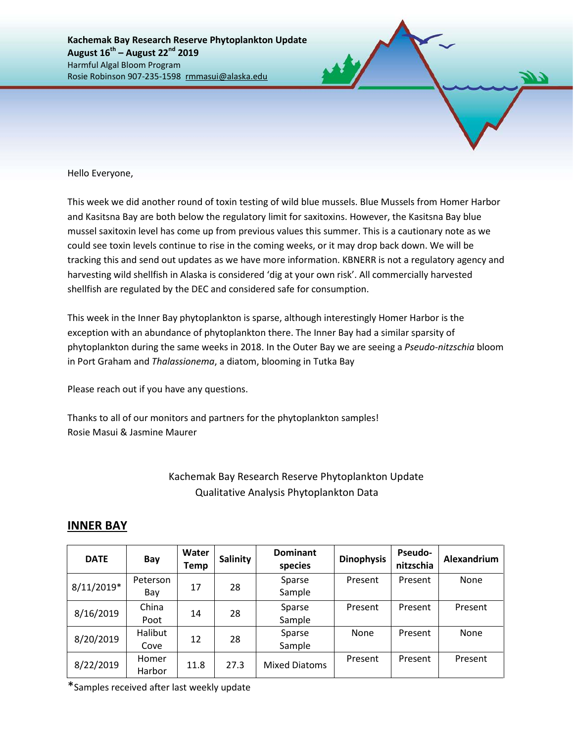**Kachemak Bay Research Reserve Phytoplankton Update**
**August 16th – August 22nd 2019**
Harmful Algal Bloom Program
Rosie Robinson 907-235-1598 rmmasui@alaska.edu

Hello Everyone,

This week we did another round of toxin testing of wild blue mussels. Blue Mussels from Homer Harbor and Kasitsna Bay are both below the regulatory limit for saxitoxins. However, the Kasitsna Bay blue mussel saxitoxin level has come up from previous values this summer. This is a cautionary note as we could see toxin levels continue to rise in the coming weeks, or it may drop back down. We will be tracking this and send out updates as we have more information. KBNERR is not a regulatory agency and harvesting wild shellfish in Alaska is considered 'dig at your own risk'. All commercially harvested shellfish are regulated by the DEC and considered safe for consumption.

This week in the Inner Bay phytoplankton is sparse, although interestingly Homer Harbor is the exception with an abundance of phytoplankton there. The Inner Bay had a similar sparsity of phytoplankton during the same weeks in 2018. In the Outer Bay we are seeing a *Pseudo-nitzschia* bloom in Port Graham and *Thalassionema*, a diatom, blooming in Tutka Bay

Please reach out if you have any questions.

Thanks to all of our monitors and partners for the phytoplankton samples!
Rosie Masui & Jasmine Maurer

Kachemak Bay Research Reserve Phytoplankton Update
Qualitative Analysis Phytoplankton Data

## INNER BAY

| DATE | Bay | Water Temp | Salinity | Dominant species | Dinophysis | Pseudo-nitzschia | Alexandrium |
|---|---|---|---|---|---|---|---|
| 8/11/2019* | Peterson Bay | 17 | 28 | Sparse Sample | Present | Present | None |
| 8/16/2019 | China Poot | 14 | 28 | Sparse Sample | Present | Present | Present |
| 8/20/2019 | Halibut Cove | 12 | 28 | Sparse Sample | None | Present | None |
| 8/22/2019 | Homer Harbor | 11.8 | 27.3 | Mixed Diatoms | Present | Present | Present |

*Samples received after last weekly update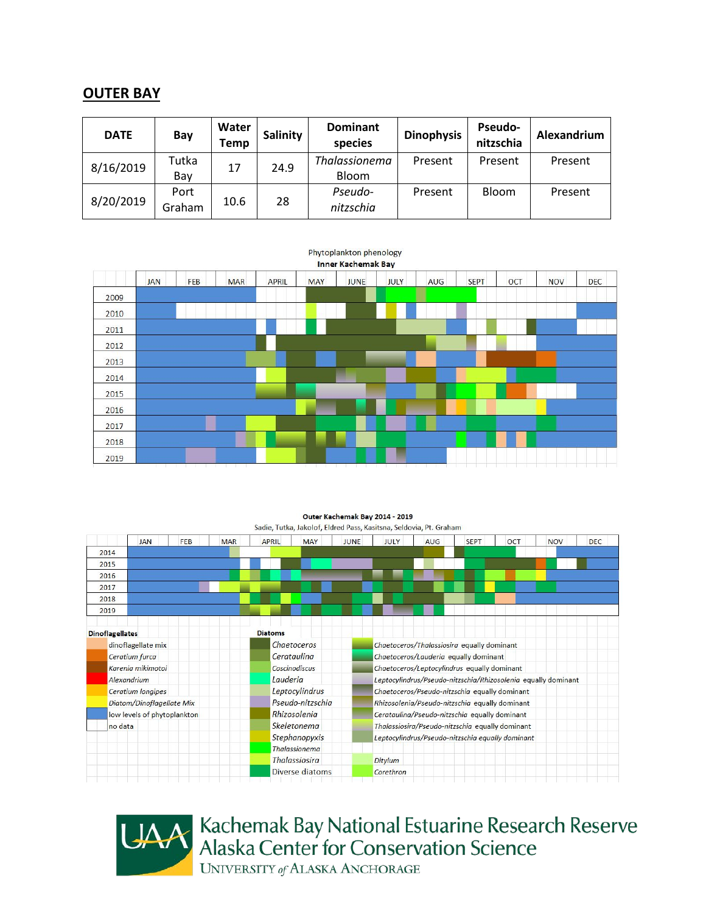## OUTER BAY

| DATE | Bay | Water Temp | Salinity | Dominant species | Dinophysis | Pseudo-nitzschia | Alexandrium |
|---|---|---|---|---|---|---|---|
| 8/16/2019 | Tutka Bay | 17 | 24.9 | *Thalassionema* Bloom | Present | Present | Present |
| 8/20/2019 | Port Graham | 10.6 | 28 | *Pseudo-nitzschia* | Present | Bloom | Present |

Phytoplankton phenology

**Inner Kachemak Bay**

JAN FEB MAR APRIL MAY JUNE JULY AUG SEPT OCT NOV DEC

2009
2010
2011
2012
2013
2014
2015
2016
2017
2018
2019

**Outer Kachemak Bay 2014 - 2019**

Sadie, Tutka, Jakolof, Eldred Pass, Kasitsna, Seldovia, Pt. Graham

JAN FEB MAR APRIL MAY JUNE JULY AUG SEPT OCT NOV DEC

2014
2015
2016
2017
2018
2019

**Dinoflagellates**

dinoflagellate mix
*Ceratium furca*
*Karenia mikimotoi*
*Alexandrium*
*Ceratium longipes*
*Diatom/Dinoflagellate Mix*
low levels of phytoplankton
no data

**Diatoms**

*Chaetoceros*
*Cerataulina*
*Coscinodiscus*
*Lauderia*
*Leptocylindrus*
*Pseudo-nitzschia*
*Rhizosolenia*
*Skeletonema*
*Stephanopyxis*
*Thalassionema*
*Thalassiosira*
Diverse diatoms

*Chaetoceros/Thalassiosira* equally dominant
*Chaetoceros/Lauderia* equally dominant
*Chaetoceros/Leptocylindrus* equally dominant
*Leptocylindrus/Pseudo-nitzschia/Rhizosolenia* equally dominant
*Chaetoceros/Pseudo-nitzschia* equally dominant
*Rhizosolenia/Pseudo-nitzschia* equally dominant
*Cerataulina/Pseudo-nitzschia* equally dominant
*Thalassiosira/Pseudo-nitzschia* equally dominant
*Leptocylindrus/Pseudo-nitzschia equally dominant*
*Ditylum*
*Corethron*

Kachemak Bay National Estuarine Research Reserve
Alaska Center for Conservation Science
UNIVERSITY of ALASKA ANCHORAGE